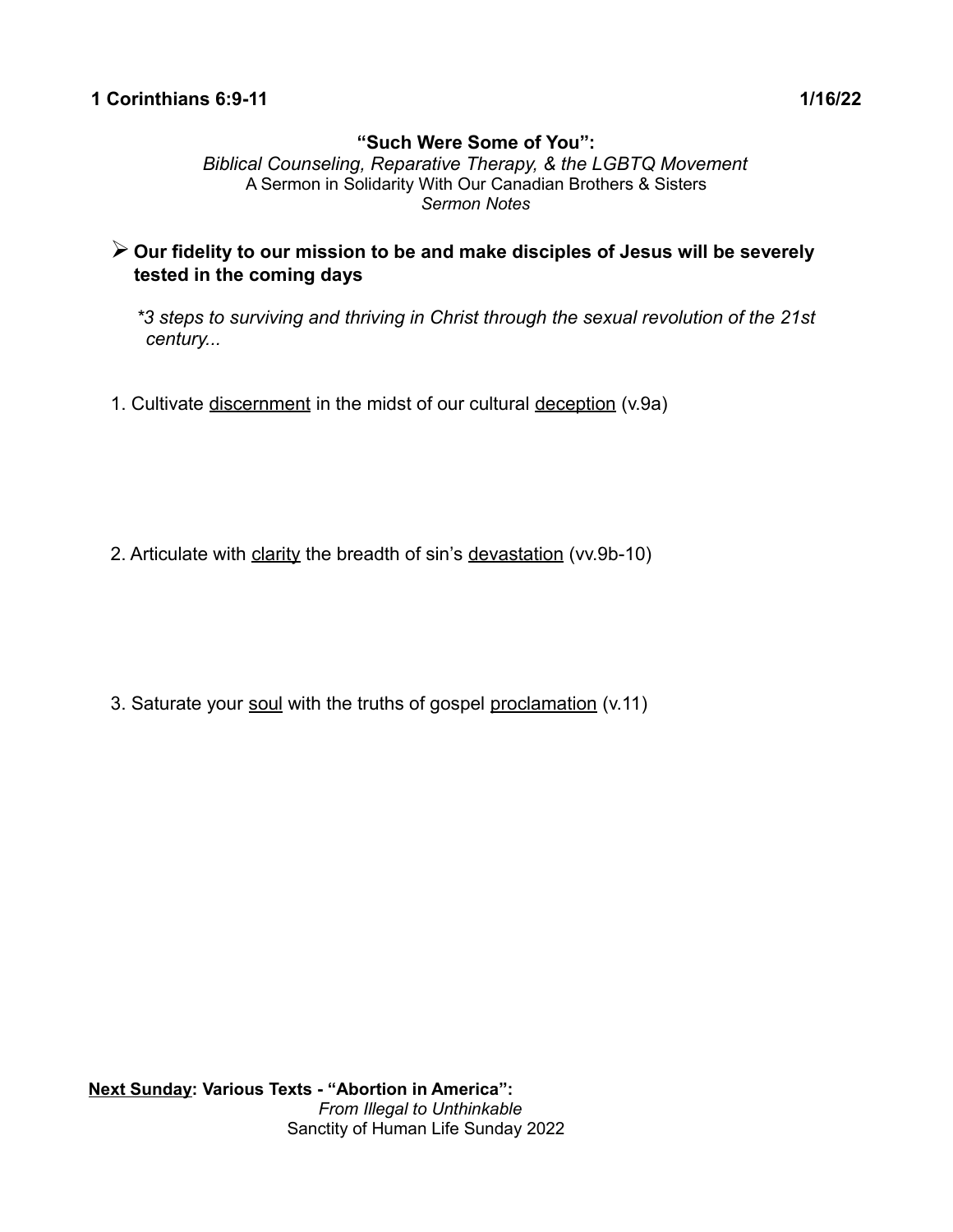**1 Corinthians 6:9-11** **1/16/22**

**"Such Were Some of You":**
*Biblical Counseling, Reparative Therapy, & the LGBTQ Movement*
A Sermon in Solidarity With Our Canadian Brothers & Sisters
*Sermon Notes*

- **Our fidelity to our mission to be and make disciples of Jesus will be severely tested in the coming days**

  *\*3 steps to surviving and thriving in Christ through the sexual revolution of the 21st century...*

1. Cultivate <u>discernment</u> in the midst of our cultural <u>deception</u> (v.9a)

2. Articulate with <u>clarity</u> the breadth of sin's <u>devastation</u> (vv.9b-10)

3. Saturate your <u>soul</u> with the truths of gospel <u>proclamation</u> (v.11)

**<u>Next Sunday</u>: Various Texts - "Abortion in America":**
*From Illegal to Unthinkable*
Sanctity of Human Life Sunday 2022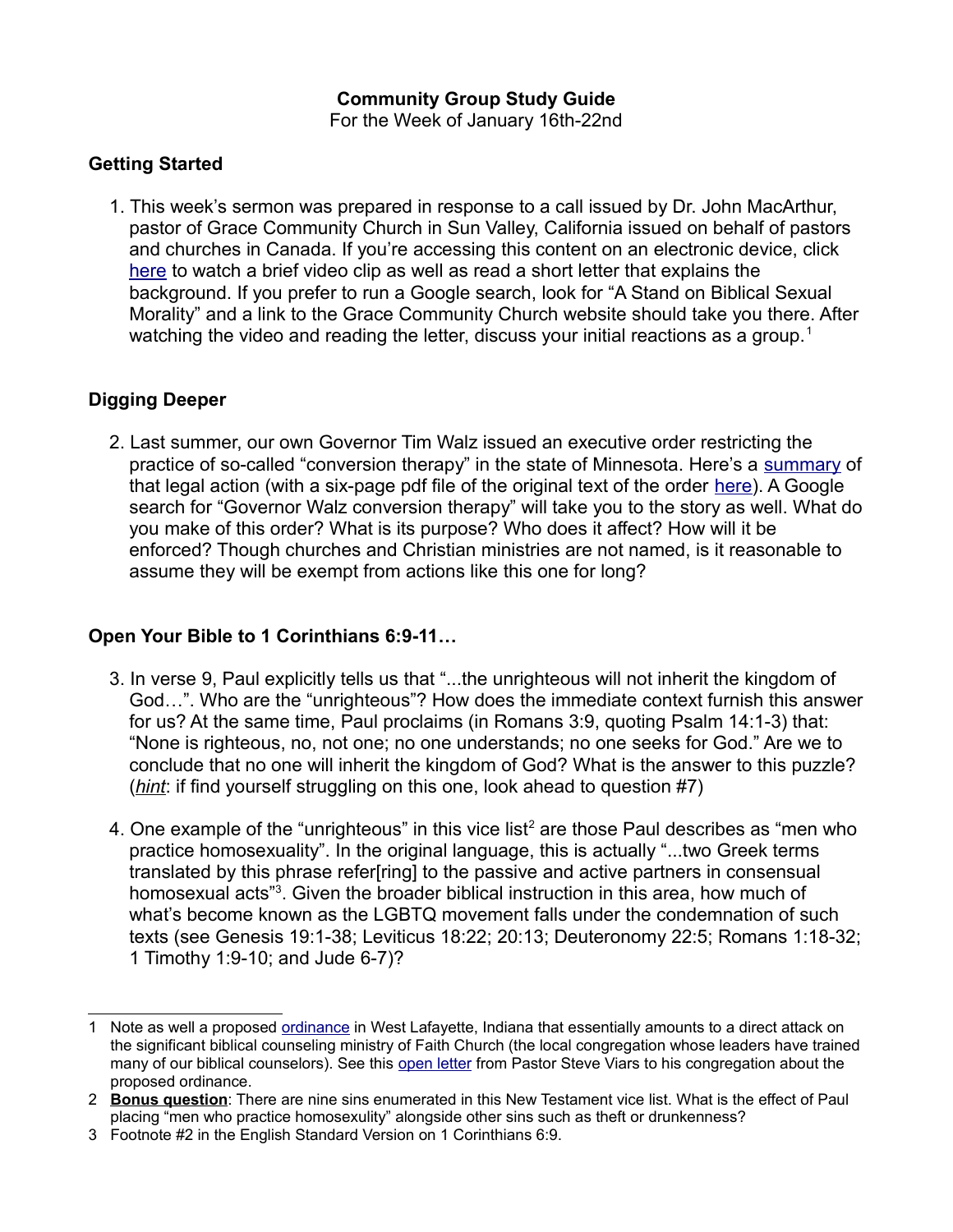**Community Group Study Guide**
For the Week of January 16th-22nd

## Getting Started

1. This week's sermon was prepared in response to a call issued by Dr. John MacArthur, pastor of Grace Community Church in Sun Valley, California issued on behalf of pastors and churches in Canada. If you're accessing this content on an electronic device, click here to watch a brief video clip as well as read a short letter that explains the background. If you prefer to run a Google search, look for "A Stand on Biblical Sexual Morality" and a link to the Grace Community Church website should take you there. After watching the video and reading the letter, discuss your initial reactions as a group.[1]

## Digging Deeper

2. Last summer, our own Governor Tim Walz issued an executive order restricting the practice of so-called "conversion therapy" in the state of Minnesota. Here's a summary of that legal action (with a six-page pdf file of the original text of the order here). A Google search for "Governor Walz conversion therapy" will take you to the story as well. What do you make of this order? What is its purpose? Who does it affect? How will it be enforced? Though churches and Christian ministries are not named, is it reasonable to assume they will be exempt from actions like this one for long?

## Open Your Bible to 1 Corinthians 6:9-11…

3. In verse 9, Paul explicitly tells us that "...the unrighteous will not inherit the kingdom of God…". Who are the "unrighteous"? How does the immediate context furnish this answer for us? At the same time, Paul proclaims (in Romans 3:9, quoting Psalm 14:1-3) that: "None is righteous, no, not one; no one understands; no one seeks for God." Are we to conclude that no one will inherit the kingdom of God? What is the answer to this puzzle? (*__hint__*: if find yourself struggling on this one, look ahead to question #7)

4. One example of the "unrighteous" in this vice list[2] are those Paul describes as "men who practice homosexuality". In the original language, this is actually "...two Greek terms translated by this phrase refer[ring] to the passive and active partners in consensual homosexual acts"[3]. Given the broader biblical instruction in this area, how much of what's become known as the LGBTQ movement falls under the condemnation of such texts (see Genesis 19:1-38; Leviticus 18:22; 20:13; Deuteronomy 22:5; Romans 1:18-32; 1 Timothy 1:9-10; and Jude 6-7)?

---

1 Note as well a proposed ordinance in West Lafayette, Indiana that essentially amounts to a direct attack on the significant biblical counseling ministry of Faith Church (the local congregation whose leaders have trained many of our biblical counselors). See this open letter from Pastor Steve Viars to his congregation about the proposed ordinance.

2 **__Bonus question__**: There are nine sins enumerated in this New Testament vice list. What is the effect of Paul placing "men who practice homosexulity" alongside other sins such as theft or drunkenness?

3 Footnote #2 in the English Standard Version on 1 Corinthians 6:9.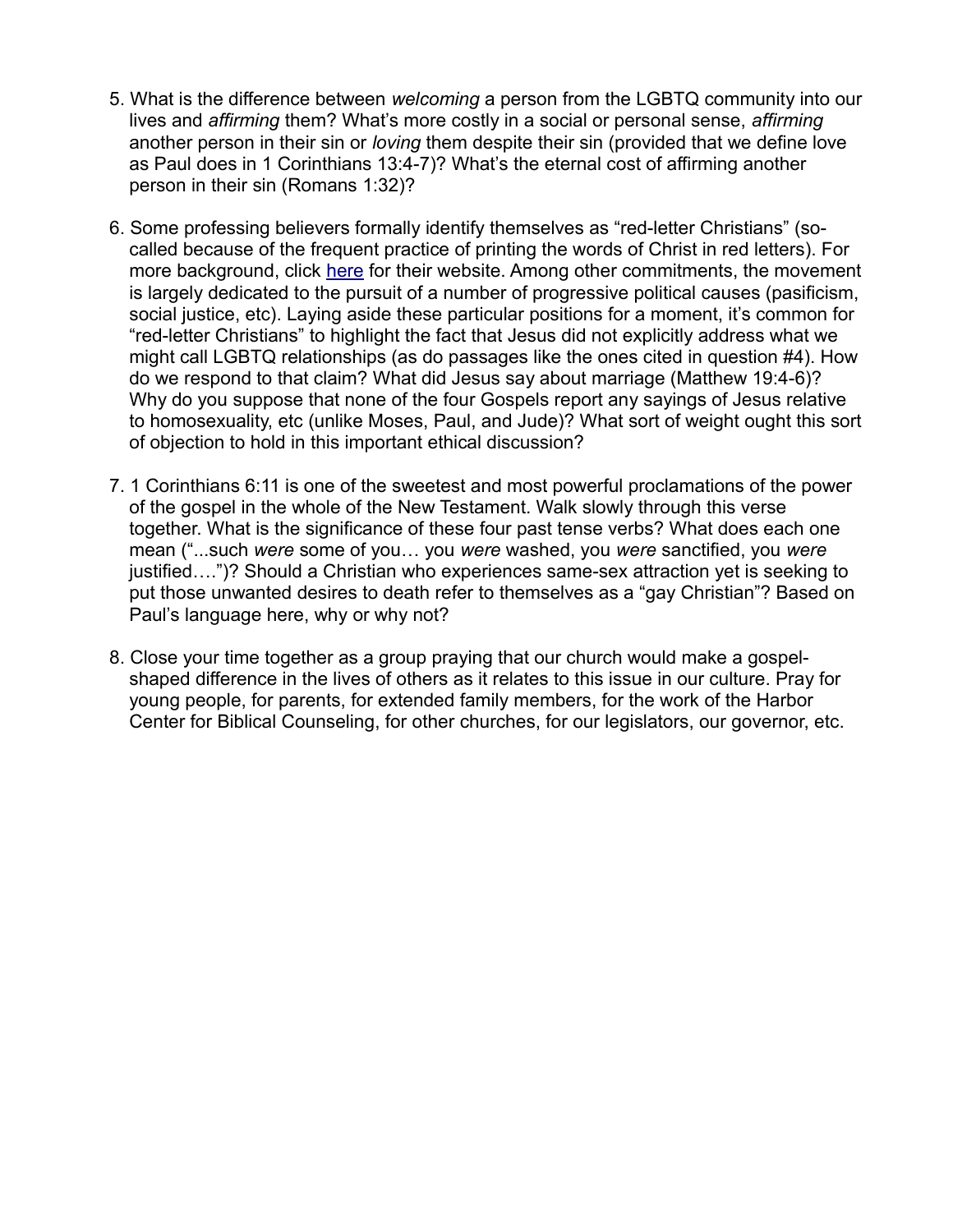5. What is the difference between *welcoming* a person from the LGBTQ community into our lives and *affirming* them? What's more costly in a social or personal sense, *affirming* another person in their sin or *loving* them despite their sin (provided that we define love as Paul does in 1 Corinthians 13:4-7)? What's the eternal cost of affirming another person in their sin (Romans 1:32)?

6. Some professing believers formally identify themselves as "red-letter Christians" (so-called because of the frequent practice of printing the words of Christ in red letters). For more background, click here for their website. Among other commitments, the movement is largely dedicated to the pursuit of a number of progressive political causes (pasificism, social justice, etc). Laying aside these particular positions for a moment, it's common for "red-letter Christians" to highlight the fact that Jesus did not explicitly address what we might call LGBTQ relationships (as do passages like the ones cited in question #4). How do we respond to that claim? What did Jesus say about marriage (Matthew 19:4-6)? Why do you suppose that none of the four Gospels report any sayings of Jesus relative to homosexuality, etc (unlike Moses, Paul, and Jude)? What sort of weight ought this sort of objection to hold in this important ethical discussion?

7. 1 Corinthians 6:11 is one of the sweetest and most powerful proclamations of the power of the gospel in the whole of the New Testament. Walk slowly through this verse together. What is the significance of these four past tense verbs? What does each one mean ("...such *were* some of you… you *were* washed, you *were* sanctified, you *were* justified….")? Should a Christian who experiences same-sex attraction yet is seeking to put those unwanted desires to death refer to themselves as a "gay Christian"? Based on Paul's language here, why or why not?

8. Close your time together as a group praying that our church would make a gospel-shaped difference in the lives of others as it relates to this issue in our culture. Pray for young people, for parents, for extended family members, for the work of the Harbor Center for Biblical Counseling, for other churches, for our legislators, our governor, etc.